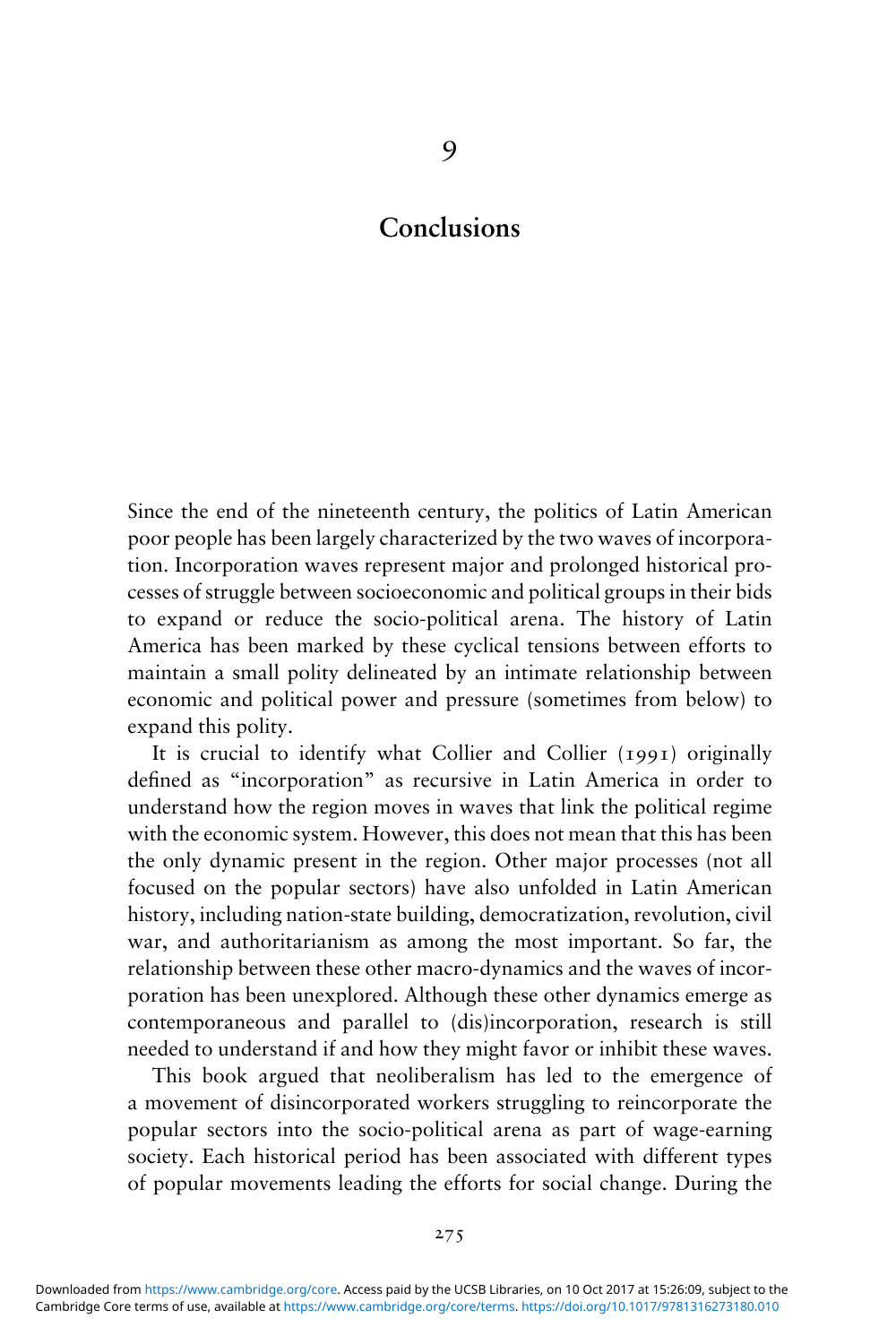# 9

# Conclusions

Since the end of the nineteenth century, the politics of Latin American poor people has been largely characterized by the two waves of incorporation. Incorporation waves represent major and prolonged historical processes of struggle between socioeconomic and political groups in their bids to expand or reduce the socio-political arena. The history of Latin America has been marked by these cyclical tensions between efforts to maintain a small polity delineated by an intimate relationship between economic and political power and pressure (sometimes from below) to expand this polity.

It is crucial to identify what Collier and Collier (1991) originally defined as "incorporation" as recursive in Latin America in order to understand how the region moves in waves that link the political regime with the economic system. However, this does not mean that this has been the only dynamic present in the region. Other major processes (not all focused on the popular sectors) have also unfolded in Latin American history, including nation-state building, democratization, revolution, civil war, and authoritarianism as among the most important. So far, the relationship between these other macro-dynamics and the waves of incorporation has been unexplored. Although these other dynamics emerge as contemporaneous and parallel to (dis)incorporation, research is still needed to understand if and how they might favor or inhibit these waves.

This book argued that neoliberalism has led to the emergence of a movement of disincorporated workers struggling to reincorporate the popular sectors into the socio-political arena as part of wage-earning society. Each historical period has been associated with different types of popular movements leading the efforts for social change. During the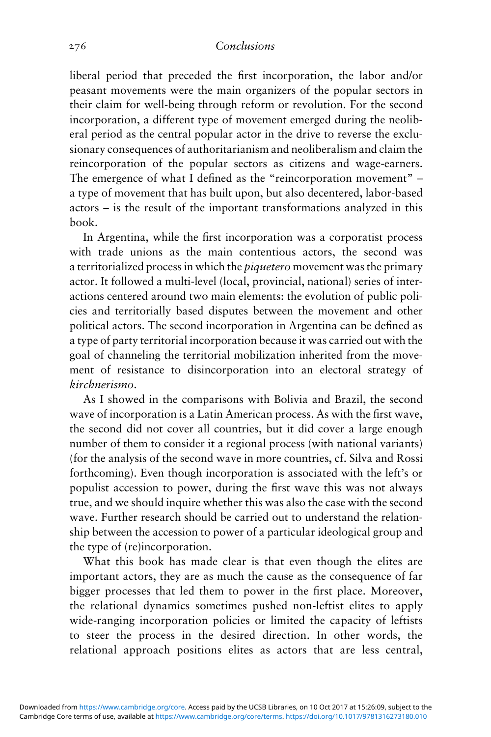liberal period that preceded the first incorporation, the labor and/or peasant movements were the main organizers of the popular sectors in their claim for well-being through reform or revolution. For the second incorporation, a different type of movement emerged during the neoliberal period as the central popular actor in the drive to reverse the exclusionary consequences of authoritarianism and neoliberalism and claim the reincorporation of the popular sectors as citizens and wage-earners. The emergence of what I defined as the "reincorporation movement" – a type of movement that has built upon, but also decentered, labor-based actors – is the result of the important transformations analyzed in this book.

In Argentina, while the first incorporation was a corporatist process with trade unions as the main contentious actors, the second was a territorialized process in which the *piquetero* movement was the primary actor. It followed a multi-level (local, provincial, national) series of interactions centered around two main elements: the evolution of public policies and territorially based disputes between the movement and other political actors. The second incorporation in Argentina can be defined as a type of party territorial incorporation because it was carried out with the goal of channeling the territorial mobilization inherited from the movement of resistance to disincorporation into an electoral strategy of *kirchnerismo*.

As I showed in the comparisons with Bolivia and Brazil, the second wave of incorporation is a Latin American process. As with the first wave, the second did not cover all countries, but it did cover a large enough number of them to consider it a regional process (with national variants) (for the analysis of the second wave in more countries, cf. Silva and Rossi forthcoming). Even though incorporation is associated with the left's or populist accession to power, during the first wave this was not always true, and we should inquire whether this was also the case with the second wave. Further research should be carried out to understand the relationship between the accession to power of a particular ideological group and the type of (re)incorporation.

What this book has made clear is that even though the elites are important actors, they are as much the cause as the consequence of far bigger processes that led them to power in the first place. Moreover, the relational dynamics sometimes pushed non-leftist elites to apply wide-ranging incorporation policies or limited the capacity of leftists to steer the process in the desired direction. In other words, the relational approach positions elites as actors that are less central,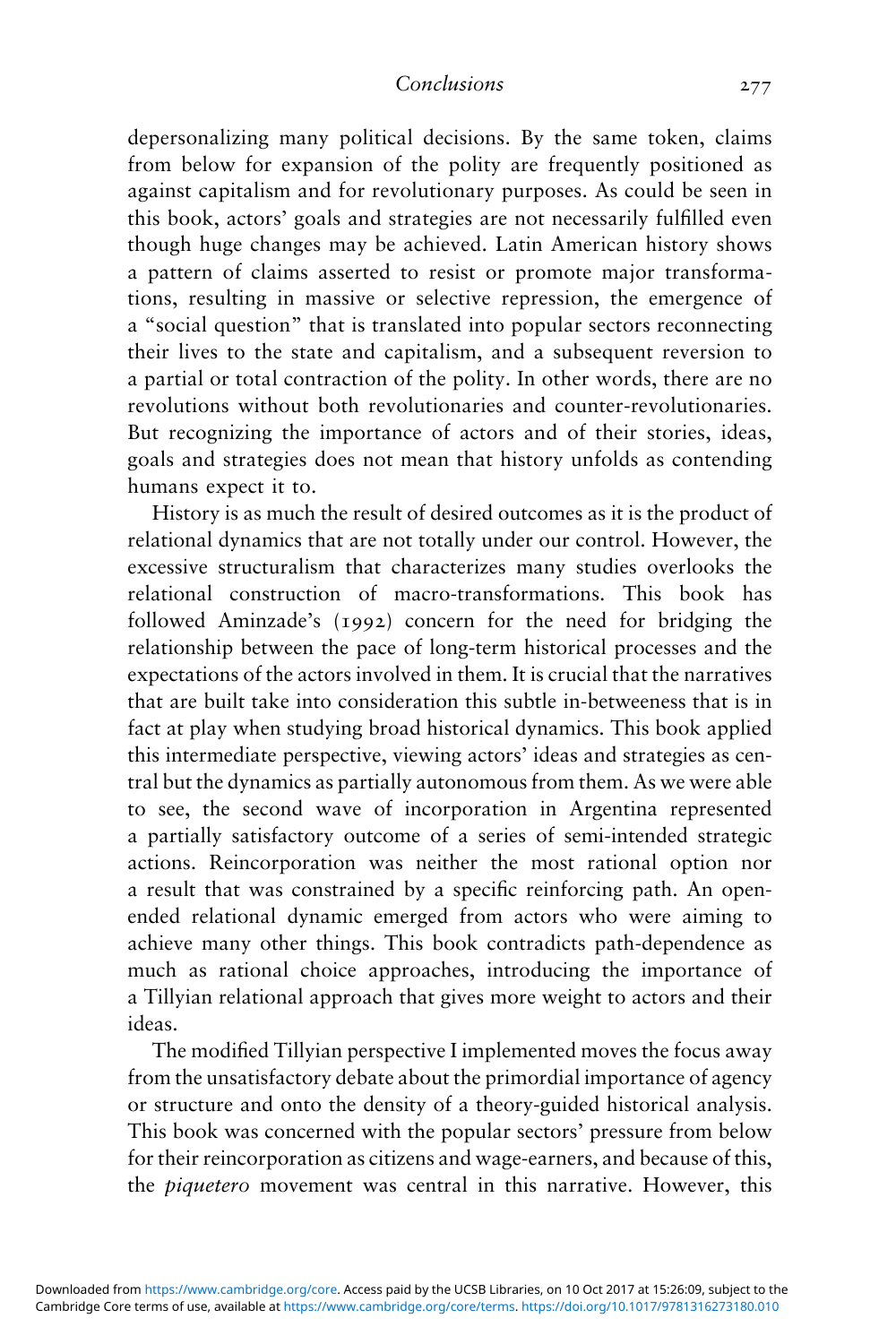depersonalizing many political decisions. By the same token, claims from below for expansion of the polity are frequently positioned as against capitalism and for revolutionary purposes. As could be seen in this book, actors' goals and strategies are not necessarily fulfilled even though huge changes may be achieved. Latin American history shows a pattern of claims asserted to resist or promote major transformations, resulting in massive or selective repression, the emergence of a "social question" that is translated into popular sectors reconnecting their lives to the state and capitalism, and a subsequent reversion to a partial or total contraction of the polity. In other words, there are no revolutions without both revolutionaries and counter-revolutionaries. But recognizing the importance of actors and of their stories, ideas, goals and strategies does not mean that history unfolds as contending humans expect it to.

History is as much the result of desired outcomes as it is the product of relational dynamics that are not totally under our control. However, the excessive structuralism that characterizes many studies overlooks the relational construction of macro-transformations. This book has followed Aminzade's (1992) concern for the need for bridging the relationship between the pace of long-term historical processes and the expectations of the actors involved in them. It is crucial that the narratives that are built take into consideration this subtle in-betweeness that is in fact at play when studying broad historical dynamics. This book applied this intermediate perspective, viewing actors' ideas and strategies as central but the dynamics as partially autonomous from them. As we were able to see, the second wave of incorporation in Argentina represented a partially satisfactory outcome of a series of semi-intended strategic actions. Reincorporation was neither the most rational option nor a result that was constrained by a specific reinforcing path. An open-ended relational dynamic emerged from actors who were aiming to achieve many other things. This book contradicts path-dependence as much as rational choice approaches, introducing the importance of a Tillyian relational approach that gives more weight to actors and their ideas.

The modified Tillyian perspective I implemented moves the focus away from the unsatisfactory debate about the primordial importance of agency or structure and onto the density of a theory-guided historical analysis. This book was concerned with the popular sectors' pressure from below for their reincorporation as citizens and wage-earners, and because of this, the *piquetero* movement was central in this narrative. However, this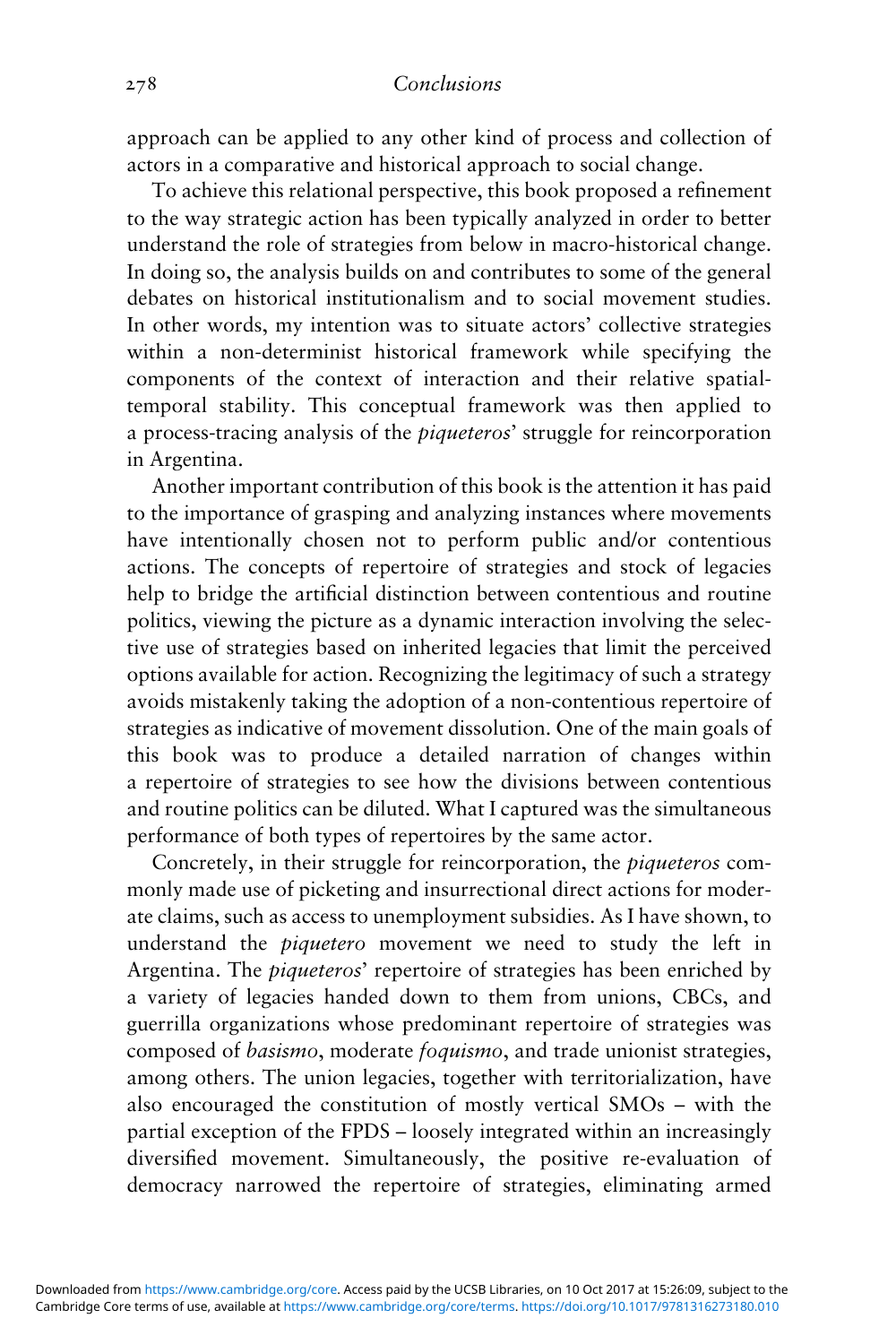approach can be applied to any other kind of process and collection of actors in a comparative and historical approach to social change.

To achieve this relational perspective, this book proposed a refinement to the way strategic action has been typically analyzed in order to better understand the role of strategies from below in macro-historical change. In doing so, the analysis builds on and contributes to some of the general debates on historical institutionalism and to social movement studies. In other words, my intention was to situate actors' collective strategies within a non-determinist historical framework while specifying the components of the context of interaction and their relative spatial-temporal stability. This conceptual framework was then applied to a process-tracing analysis of the *piqueteros*' struggle for reincorporation in Argentina.

Another important contribution of this book is the attention it has paid to the importance of grasping and analyzing instances where movements have intentionally chosen not to perform public and/or contentious actions. The concepts of repertoire of strategies and stock of legacies help to bridge the artificial distinction between contentious and routine politics, viewing the picture as a dynamic interaction involving the selective use of strategies based on inherited legacies that limit the perceived options available for action. Recognizing the legitimacy of such a strategy avoids mistakenly taking the adoption of a non-contentious repertoire of strategies as indicative of movement dissolution. One of the main goals of this book was to produce a detailed narration of changes within a repertoire of strategies to see how the divisions between contentious and routine politics can be diluted. What I captured was the simultaneous performance of both types of repertoires by the same actor.

Concretely, in their struggle for reincorporation, the *piqueteros* commonly made use of picketing and insurrectional direct actions for moderate claims, such as access to unemployment subsidies. As I have shown, to understand the *piquetero* movement we need to study the left in Argentina. The *piqueteros*' repertoire of strategies has been enriched by a variety of legacies handed down to them from unions, CBCs, and guerrilla organizations whose predominant repertoire of strategies was composed of *basismo*, moderate *foquismo*, and trade unionist strategies, among others. The union legacies, together with territorialization, have also encouraged the constitution of mostly vertical SMOs – with the partial exception of the FPDS – loosely integrated within an increasingly diversified movement. Simultaneously, the positive re-evaluation of democracy narrowed the repertoire of strategies, eliminating armed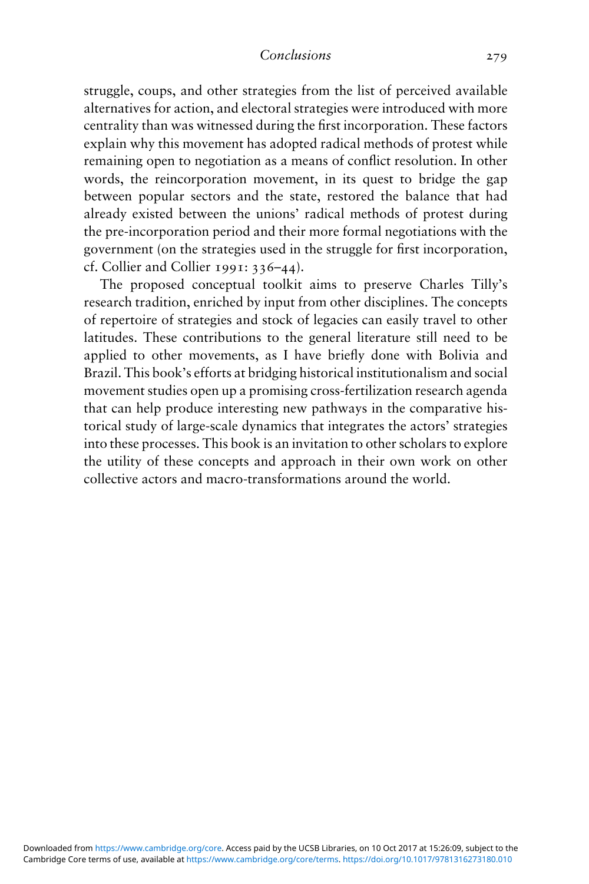struggle, coups, and other strategies from the list of perceived available alternatives for action, and electoral strategies were introduced with more centrality than was witnessed during the first incorporation. These factors explain why this movement has adopted radical methods of protest while remaining open to negotiation as a means of conflict resolution. In other words, the reincorporation movement, in its quest to bridge the gap between popular sectors and the state, restored the balance that had already existed between the unions' radical methods of protest during the pre-incorporation period and their more formal negotiations with the government (on the strategies used in the struggle for first incorporation, cf. Collier and Collier 1991: 336–44).

The proposed conceptual toolkit aims to preserve Charles Tilly's research tradition, enriched by input from other disciplines. The concepts of repertoire of strategies and stock of legacies can easily travel to other latitudes. These contributions to the general literature still need to be applied to other movements, as I have briefly done with Bolivia and Brazil. This book's efforts at bridging historical institutionalism and social movement studies open up a promising cross-fertilization research agenda that can help produce interesting new pathways in the comparative historical study of large-scale dynamics that integrates the actors' strategies into these processes. This book is an invitation to other scholars to explore the utility of these concepts and approach in their own work on other collective actors and macro-transformations around the world.